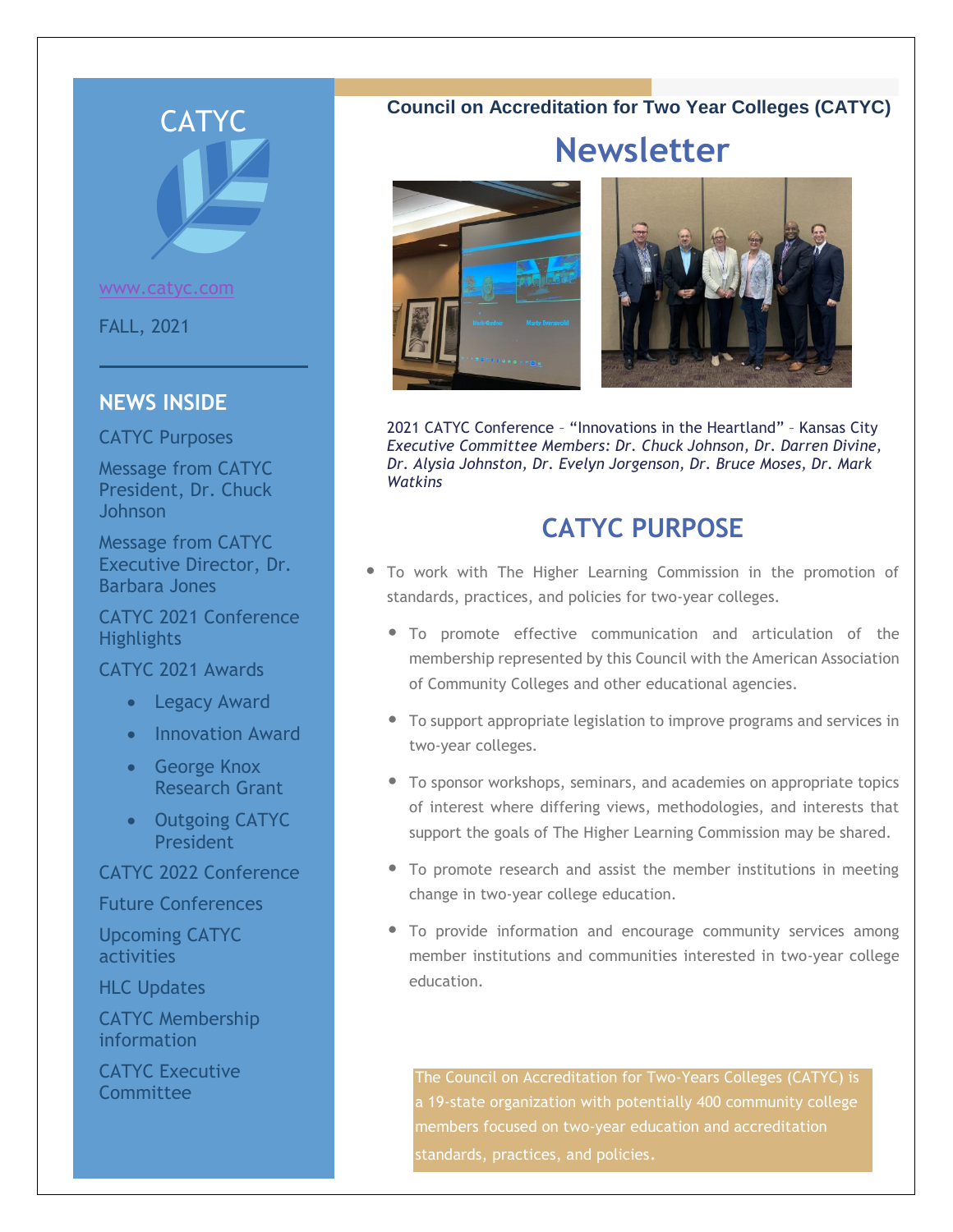# CATYC

www.catyc.com

FALL, 2021

## NEWS INSIDE

- CATYC Purposes
- Message from CATYC President, Dr. Chuck Johnson
- Message from CATYC Executive Director, Dr. Barbara Jones
- CATYC 2021 Conference Highlights
- CATYC 2021 Awards
  - Legacy Award
  - Innovation Award
  - George Knox Research Grant
  - Outgoing CATYC President
- CATYC 2022 Conference
- Future Conferences
- Upcoming CATYC activities
- HLC Updates
- CATYC Membership information
- CATYC Executive Committee

**Council on Accreditation for Two Year Colleges (CATYC)**

# Newsletter

2021 CATYC Conference – "Innovations in the Heartland" – Kansas City
*Executive Committee Members: Dr. Chuck Johnson, Dr. Darren Divine, Dr. Alysia Johnston, Dr. Evelyn Jorgenson, Dr. Bruce Moses, Dr. Mark Watkins*

## CATYC PURPOSE

- To work with The Higher Learning Commission in the promotion of standards, practices, and policies for two-year colleges.
- To promote effective communication and articulation of the membership represented by this Council with the American Association of Community Colleges and other educational agencies.
- To support appropriate legislation to improve programs and services in two-year colleges.
- To sponsor workshops, seminars, and academies on appropriate topics of interest where differing views, methodologies, and interests that support the goals of The Higher Learning Commission may be shared.
- To promote research and assist the member institutions in meeting change in two-year college education.
- To provide information and encourage community services among member institutions and communities interested in two-year college education.

The Council on Accreditation for Two-Years Colleges (CATYC) is a 19-state organization with potentially 400 community college members focused on two-year education and accreditation standards, practices, and policies.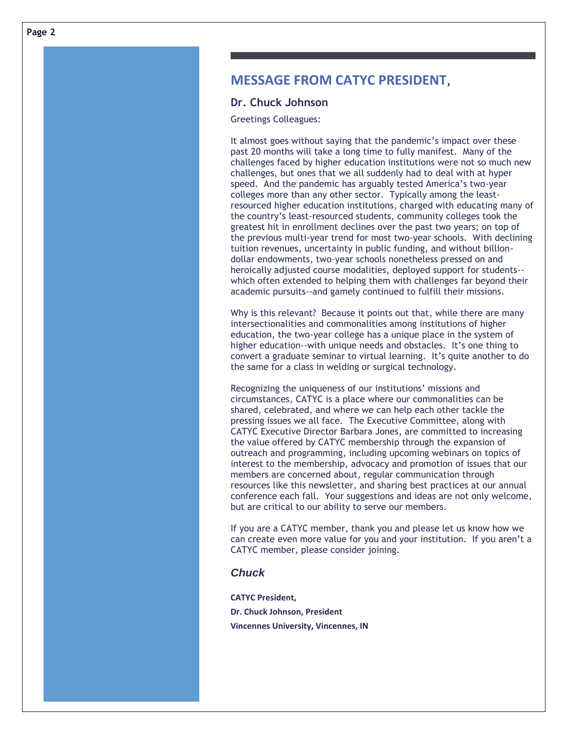## MESSAGE FROM CATYC PRESIDENT,

### Dr. Chuck Johnson

Greetings Colleagues:

It almost goes without saying that the pandemic's impact over these past 20 months will take a long time to fully manifest. Many of the challenges faced by higher education institutions were not so much new challenges, but ones that we all suddenly had to deal with at hyper speed. And the pandemic has arguably tested America's two-year colleges more than any other sector. Typically among the least-resourced higher education institutions, charged with educating many of the country's least-resourced students, community colleges took the greatest hit in enrollment declines over the past two years; on top of the previous multi-year trend for most two-year schools. With declining tuition revenues, uncertainty in public funding, and without billion-dollar endowments, two-year schools nonetheless pressed on and heroically adjusted course modalities, deployed support for students--which often extended to helping them with challenges far beyond their academic pursuits--and gamely continued to fulfill their missions.

Why is this relevant? Because it points out that, while there are many intersectionalities and commonalities among institutions of higher education, the two-year college has a unique place in the system of higher education--with unique needs and obstacles. It's one thing to convert a graduate seminar to virtual learning. It's quite another to do the same for a class in welding or surgical technology.

Recognizing the uniqueness of our institutions' missions and circumstances, CATYC is a place where our commonalities can be shared, celebrated, and where we can help each other tackle the pressing issues we all face. The Executive Committee, along with CATYC Executive Director Barbara Jones, are committed to increasing the value offered by CATYC membership through the expansion of outreach and programming, including upcoming webinars on topics of interest to the membership, advocacy and promotion of issues that our members are concerned about, regular communication through resources like this newsletter, and sharing best practices at our annual conference each fall. Your suggestions and ideas are not only welcome, but are critical to our ability to serve our members.

If you are a CATYC member, thank you and please let us know how we can create even more value for you and your institution. If you aren't a CATYC member, please consider joining.

***Chuck***

**CATYC President,**
**Dr. Chuck Johnson, President**
**Vincennes University, Vincennes, IN**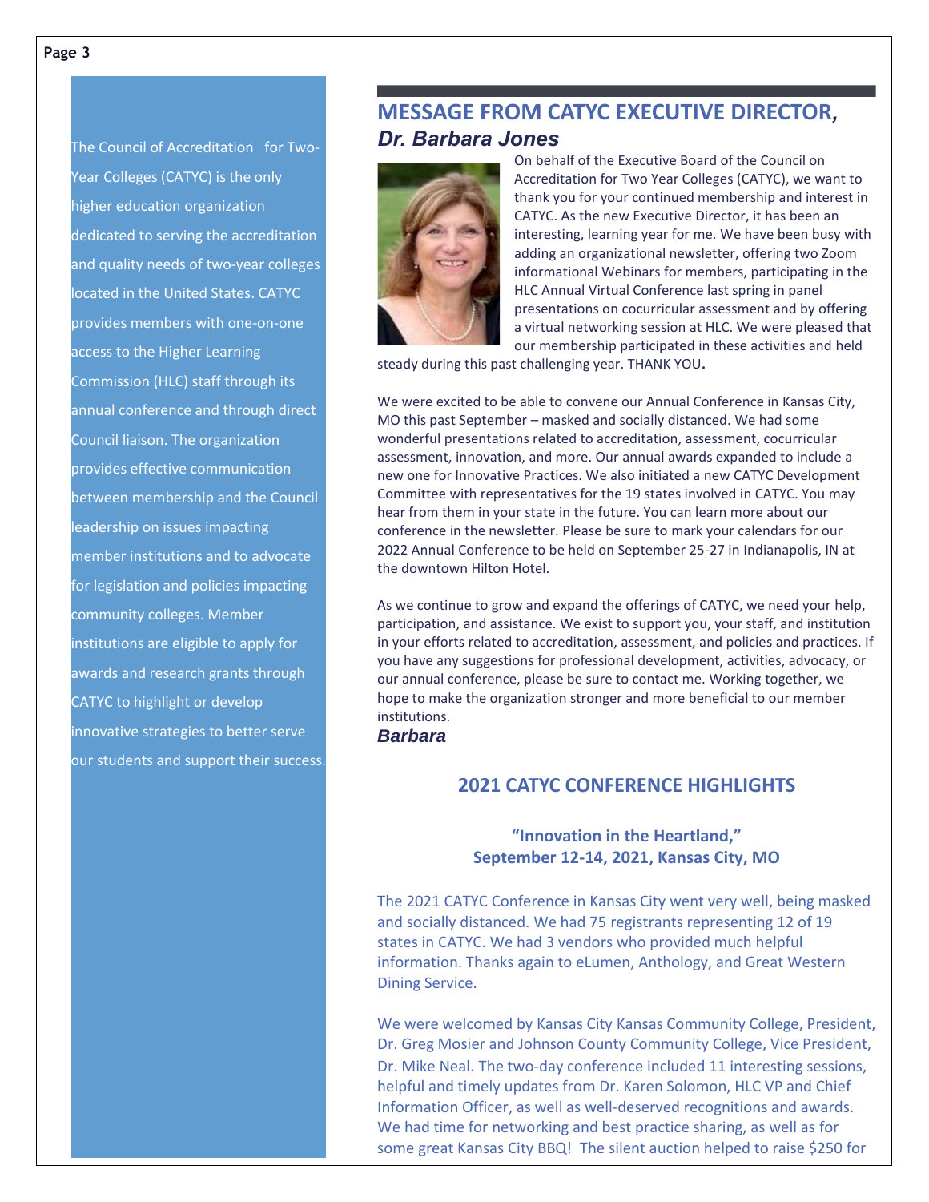The Council of Accreditation for Two-Year Colleges (CATYC) is the only higher education organization dedicated to serving the accreditation and quality needs of two-year colleges located in the United States. CATYC provides members with one-on-one access to the Higher Learning Commission (HLC) staff through its annual conference and through direct Council liaison. The organization provides effective communication between membership and the Council leadership on issues impacting member institutions and to advocate for legislation and policies impacting community colleges. Member institutions are eligible to apply for awards and research grants through CATYC to highlight or develop innovative strategies to better serve our students and support their success.

## MESSAGE FROM CATYC EXECUTIVE DIRECTOR, *Dr. Barbara Jones*

On behalf of the Executive Board of the Council on Accreditation for Two Year Colleges (CATYC), we want to thank you for your continued membership and interest in CATYC. As the new Executive Director, it has been an interesting, learning year for me. We have been busy with adding an organizational newsletter, offering two Zoom informational Webinars for members, participating in the HLC Annual Virtual Conference last spring in panel presentations on cocurricular assessment and by offering a virtual networking session at HLC. We were pleased that our membership participated in these activities and held steady during this past challenging year. THANK YOU**.**

We were excited to be able to convene our Annual Conference in Kansas City, MO this past September – masked and socially distanced. We had some wonderful presentations related to accreditation, assessment, cocurricular assessment, innovation, and more. Our annual awards expanded to include a new one for Innovative Practices. We also initiated a new CATYC Development Committee with representatives for the 19 states involved in CATYC. You may hear from them in your state in the future. You can learn more about our conference in the newsletter. Please be sure to mark your calendars for our 2022 Annual Conference to be held on September 25-27 in Indianapolis, IN at the downtown Hilton Hotel.

As we continue to grow and expand the offerings of CATYC, we need your help, participation, and assistance. We exist to support you, your staff, and institution in your efforts related to accreditation, assessment, and policies and practices. If you have any suggestions for professional development, activities, advocacy, or our annual conference, please be sure to contact me. Working together, we hope to make the organization stronger and more beneficial to our member institutions.

***Barbara***

## 2021 CATYC CONFERENCE HIGHLIGHTS

**"Innovation in the Heartland," September 12-14, 2021, Kansas City, MO**

The 2021 CATYC Conference in Kansas City went very well, being masked and socially distanced. We had 75 registrants representing 12 of 19 states in CATYC. We had 3 vendors who provided much helpful information. Thanks again to eLumen, Anthology, and Great Western Dining Service.

We were welcomed by Kansas City Kansas Community College, President, Dr. Greg Mosier and Johnson County Community College, Vice President, Dr. Mike Neal. The two-day conference included 11 interesting sessions, helpful and timely updates from Dr. Karen Solomon, HLC VP and Chief Information Officer, as well as well-deserved recognitions and awards. We had time for networking and best practice sharing, as well as for some great Kansas City BBQ! The silent auction helped to raise $250 for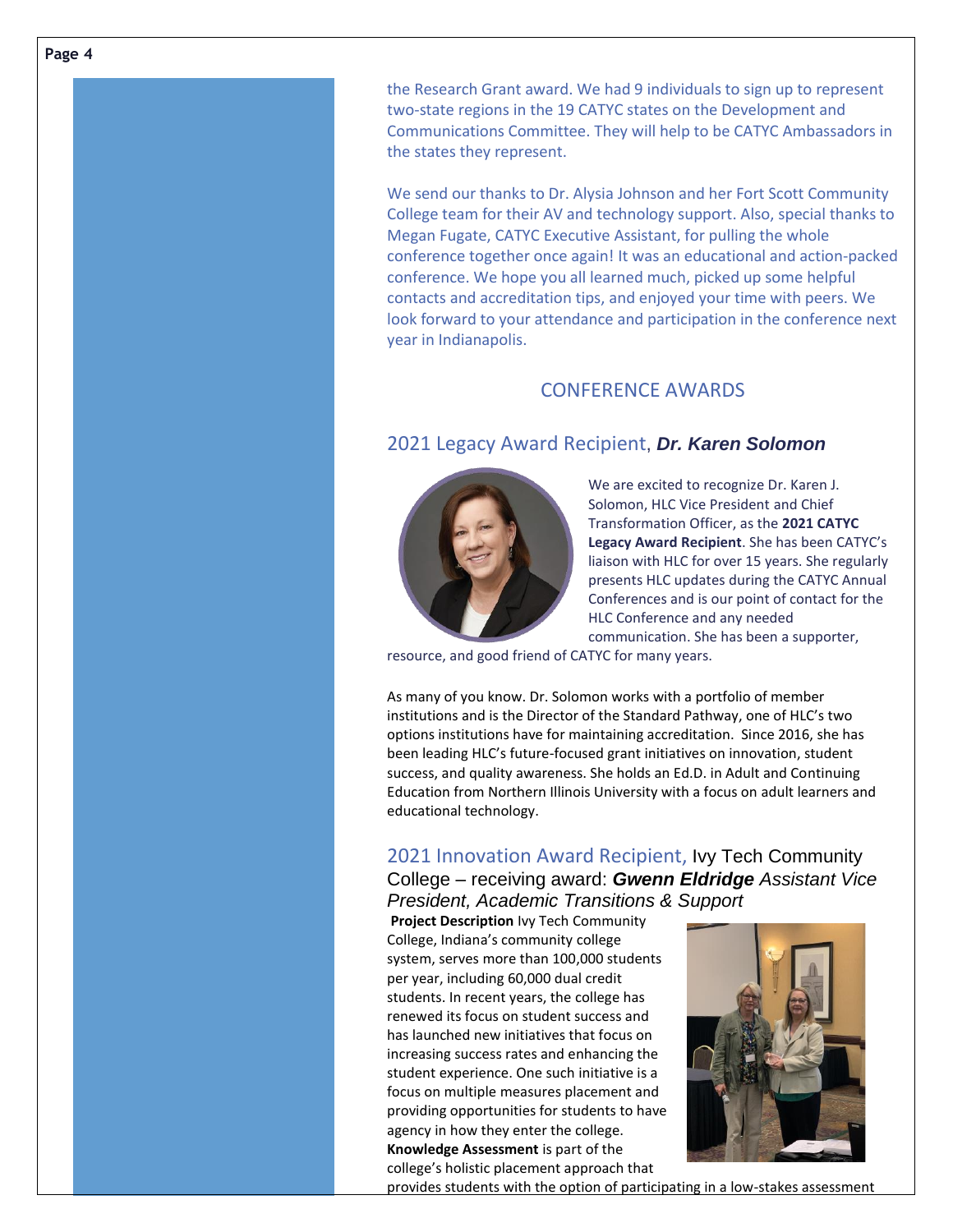the Research Grant award. We had 9 individuals to sign up to represent two-state regions in the 19 CATYC states on the Development and Communications Committee. They will help to be CATYC Ambassadors in the states they represent.

We send our thanks to Dr. Alysia Johnson and her Fort Scott Community College team for their AV and technology support. Also, special thanks to Megan Fugate, CATYC Executive Assistant, for pulling the whole conference together once again! It was an educational and action-packed conference. We hope you all learned much, picked up some helpful contacts and accreditation tips, and enjoyed your time with peers. We look forward to your attendance and participation in the conference next year in Indianapolis.

## CONFERENCE AWARDS

### 2021 Legacy Award Recipient, ***Dr. Karen Solomon***

We are excited to recognize Dr. Karen J. Solomon, HLC Vice President and Chief Transformation Officer, as the **2021 CATYC Legacy Award Recipient**. She has been CATYC's liaison with HLC for over 15 years. She regularly presents HLC updates during the CATYC Annual Conferences and is our point of contact for the HLC Conference and any needed communication. She has been a supporter, resource, and good friend of CATYC for many years.

As many of you know. Dr. Solomon works with a portfolio of member institutions and is the Director of the Standard Pathway, one of HLC's two options institutions have for maintaining accreditation. Since 2016, she has been leading HLC's future-focused grant initiatives on innovation, student success, and quality awareness. She holds an Ed.D. in Adult and Continuing Education from Northern Illinois University with a focus on adult learners and educational technology.

### 2021 Innovation Award Recipient, Ivy Tech Community College – receiving award: ***Gwenn Eldridge*** *Assistant Vice President, Academic Transitions & Support*

**Project Description** Ivy Tech Community College, Indiana's community college system, serves more than 100,000 students per year, including 60,000 dual credit students. In recent years, the college has renewed its focus on student success and has launched new initiatives that focus on increasing success rates and enhancing the student experience. One such initiative is a focus on multiple measures placement and providing opportunities for students to have agency in how they enter the college. **Knowledge Assessment** is part of the college's holistic placement approach that provides students with the option of participating in a low-stakes assessment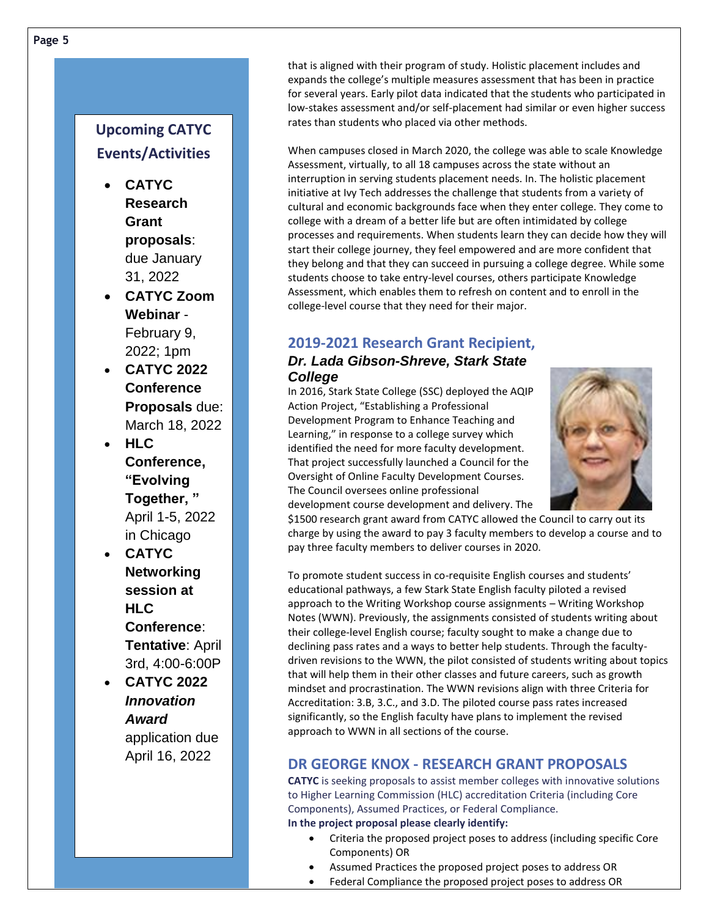## Upcoming CATYC Events/Activities

- **CATYC Research Grant proposals**: due January 31, 2022
- **CATYC Zoom Webinar** - February 9, 2022; 1pm
- **CATYC 2022 Conference Proposals** due: March 18, 2022
- **HLC Conference, "Evolving Together, "** April 1-5, 2022 in Chicago
- **CATYC Networking session at HLC Conference**: **Tentative**: April 3rd, 4:00-6:00P
- **CATYC 2022 *Innovation Award*** application due April 16, 2022

that is aligned with their program of study. Holistic placement includes and expands the college's multiple measures assessment that has been in practice for several years. Early pilot data indicated that the students who participated in low-stakes assessment and/or self-placement had similar or even higher success rates than students who placed via other methods.

When campuses closed in March 2020, the college was able to scale Knowledge Assessment, virtually, to all 18 campuses across the state without an interruption in serving students placement needs. In. The holistic placement initiative at Ivy Tech addresses the challenge that students from a variety of cultural and economic backgrounds face when they enter college. They come to college with a dream of a better life but are often intimidated by college processes and requirements. When students learn they can decide how they will start their college journey, they feel empowered and are more confident that they belong and that they can succeed in pursuing a college degree. While some students choose to take entry-level courses, others participate Knowledge Assessment, which enables them to refresh on content and to enroll in the college-level course that they need for their major.

## 2019-2021 Research Grant Recipient,

### *Dr. Lada Gibson-Shreve, Stark State College*

In 2016, Stark State College (SSC) deployed the AQIP Action Project, "Establishing a Professional Development Program to Enhance Teaching and Learning," in response to a college survey which identified the need for more faculty development. That project successfully launched a Council for the Oversight of Online Faculty Development Courses. The Council oversees online professional development course development and delivery. The $1500 research grant award from CATYC allowed the Council to carry out its charge by using the award to pay 3 faculty members to develop a course and to pay three faculty members to deliver courses in 2020.

To promote student success in co-requisite English courses and students' educational pathways, a few Stark State English faculty piloted a revised approach to the Writing Workshop course assignments – Writing Workshop Notes (WWN). Previously, the assignments consisted of students writing about their college-level English course; faculty sought to make a change due to declining pass rates and a ways to better help students. Through the faculty-driven revisions to the WWN, the pilot consisted of students writing about topics that will help them in their other classes and future careers, such as growth mindset and procrastination. The WWN revisions align with three Criteria for Accreditation: 3.B, 3.C., and 3.D. The piloted course pass rates increased significantly, so the English faculty have plans to implement the revised approach to WWN in all sections of the course.

## DR GEORGE KNOX - RESEARCH GRANT PROPOSALS

**CATYC** is seeking proposals to assist member colleges with innovative solutions to Higher Learning Commission (HLC) accreditation Criteria (including Core Components), Assumed Practices, or Federal Compliance.

**In the project proposal please clearly identify:**

- Criteria the proposed project poses to address (including specific Core Components) OR
- Assumed Practices the proposed project poses to address OR
- Federal Compliance the proposed project poses to address OR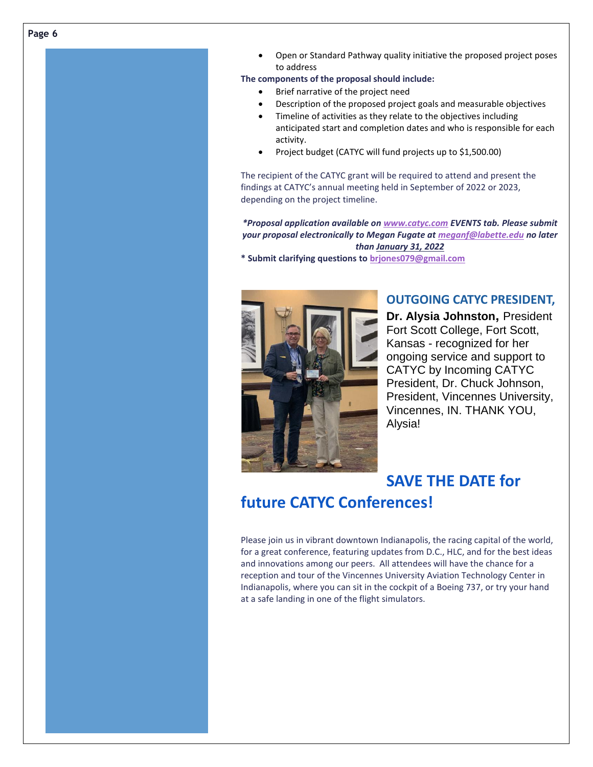- Open or Standard Pathway quality initiative the proposed project poses to address

**The components of the proposal should include:**

- Brief narrative of the project need
- Description of the proposed project goals and measurable objectives
- Timeline of activities as they relate to the objectives including anticipated start and completion dates and who is responsible for each activity.
- Project budget (CATYC will fund projects up to $1,500.00)

The recipient of the CATYC grant will be required to attend and present the findings at CATYC's annual meeting held in September of 2022 or 2023, depending on the project timeline.

***Proposal application available on [www.catyc.com](http://www.catyc.com) EVENTS tab. Please submit your proposal electronically to Megan Fugate at [meganf@labette.edu](mailto:meganf@labette.edu) no later than January 31, 2022***

**\* Submit clarifying questions to [brjones079@gmail.com](mailto:brjones079@gmail.com)**

## OUTGOING CATYC PRESIDENT,

**Dr. Alysia Johnston,** President Fort Scott College, Fort Scott, Kansas - recognized for her ongoing service and support to CATYC by Incoming CATYC President, Dr. Chuck Johnson, President, Vincennes University, Vincennes, IN. THANK YOU, Alysia!

## SAVE THE DATE for future CATYC Conferences!

Please join us in vibrant downtown Indianapolis, the racing capital of the world, for a great conference, featuring updates from D.C., HLC, and for the best ideas and innovations among our peers. All attendees will have the chance for a reception and tour of the Vincennes University Aviation Technology Center in Indianapolis, where you can sit in the cockpit of a Boeing 737, or try your hand at a safe landing in one of the flight simulators.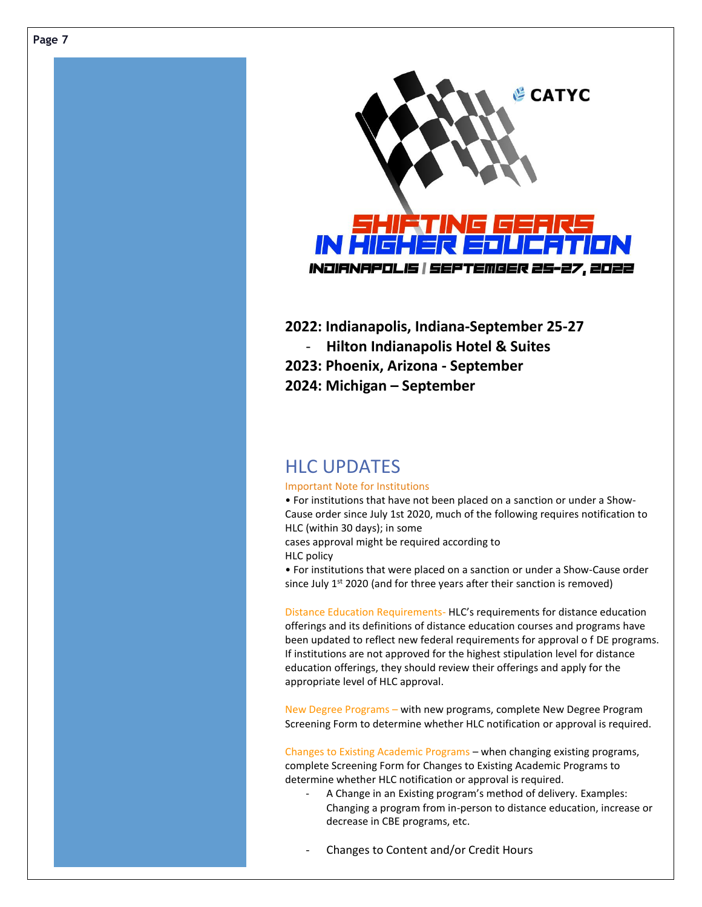CATYC

SHIFTING GEARS IN HIGHER EDUCATION

INDIANAPOLIS | SEPTEMBER 25-27, 2022

**2022: Indianapolis, Indiana-September 25-27**

- **Hilton Indianapolis Hotel & Suites**

**2023: Phoenix, Arizona - September**

**2024: Michigan – September**

## HLC UPDATES

Important Note for Institutions

- For institutions that have not been placed on a sanction or under a Show-Cause order since July 1st 2020, much of the following requires notification to HLC (within 30 days); in some cases approval might be required according to HLC policy
- For institutions that were placed on a sanction or under a Show-Cause order since July 1st 2020 (and for three years after their sanction is removed)

Distance Education Requirements- HLC's requirements for distance education offerings and its definitions of distance education courses and programs have been updated to reflect new federal requirements for approval o f DE programs. If institutions are not approved for the highest stipulation level for distance education offerings, they should review their offerings and apply for the appropriate level of HLC approval.

New Degree Programs – with new programs, complete New Degree Program Screening Form to determine whether HLC notification or approval is required.

Changes to Existing Academic Programs – when changing existing programs, complete Screening Form for Changes to Existing Academic Programs to determine whether HLC notification or approval is required.

- A Change in an Existing program's method of delivery. Examples: Changing a program from in-person to distance education, increase or decrease in CBE programs, etc.
- Changes to Content and/or Credit Hours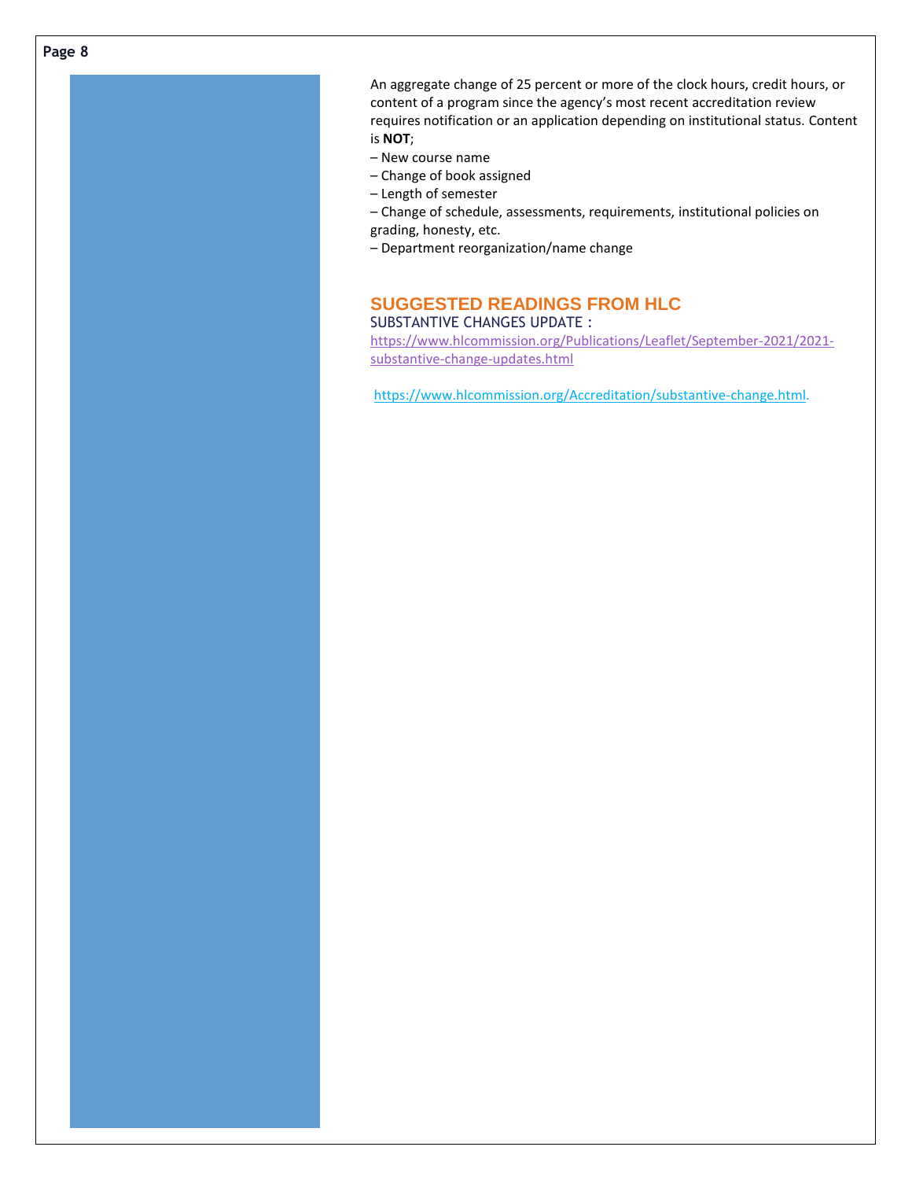An aggregate change of 25 percent or more of the clock hours, credit hours, or content of a program since the agency's most recent accreditation review requires notification or an application depending on institutional status. Content is **NOT**;

– New course name
– Change of book assigned
– Length of semester
– Change of schedule, assessments, requirements, institutional policies on grading, honesty, etc.
– Department reorganization/name change

## SUGGESTED READINGS FROM HLC

SUBSTANTIVE CHANGES UPDATE :

https://www.hlcommission.org/Publications/Leaflet/September-2021/2021-substantive-change-updates.html

https://www.hlcommission.org/Accreditation/substantive-change.html.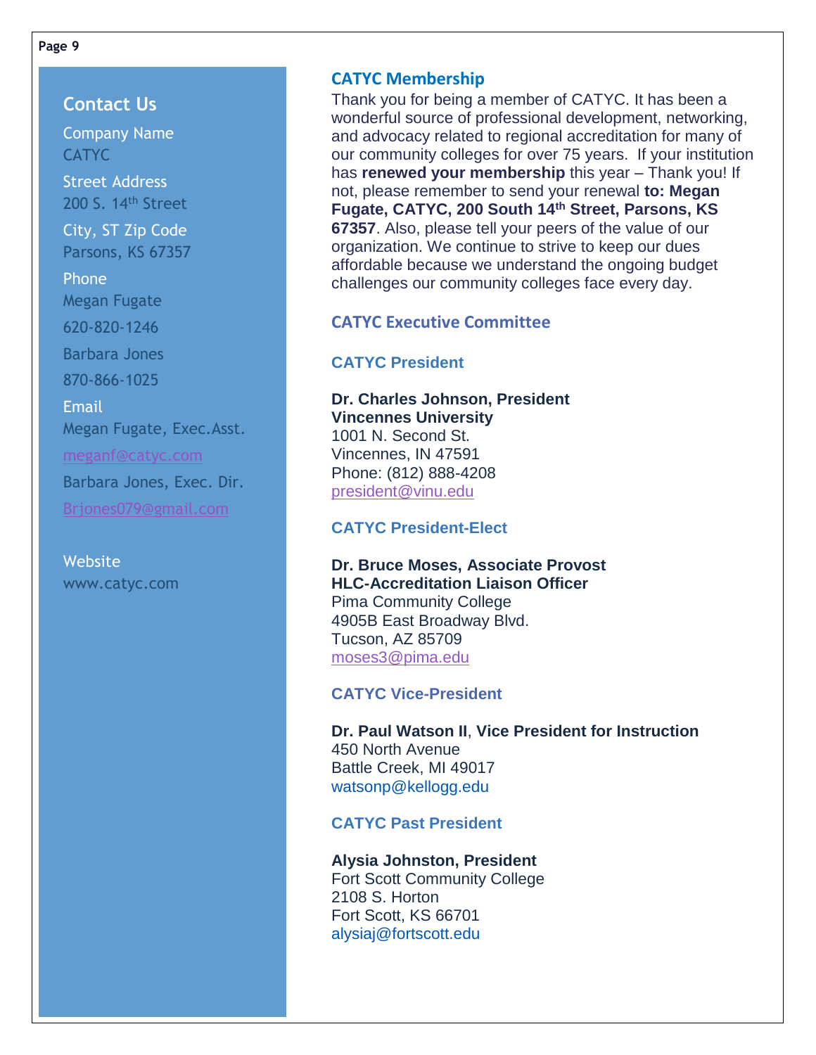## Contact Us

Company Name
CATYC

Street Address
200 S. 14th Street

City, ST Zip Code
Parsons, KS 67357

Phone
Megan Fugate
620-820-1246
Barbara Jones
870-866-1025

Email
Megan Fugate, Exec.Asst.
meganf@catyc.com
Barbara Jones, Exec. Dir.
Brjones079@gmail.com

Website
www.catyc.com

## CATYC Membership

Thank you for being a member of CATYC. It has been a wonderful source of professional development, networking, and advocacy related to regional accreditation for many of our community colleges for over 75 years. If your institution has **renewed your membership** this year – Thank you! If not, please remember to send your renewal **to: Megan Fugate, CATYC, 200 South 14th Street, Parsons, KS 67357**. Also, please tell your peers of the value of our organization. We continue to strive to keep our dues affordable because we understand the ongoing budget challenges our community colleges face every day.

## CATYC Executive Committee

### CATYC President

**Dr. Charles Johnson, President**
**Vincennes University**
1001 N. Second St.
Vincennes, IN 47591
Phone: (812) 888-4208
president@vinu.edu

### CATYC President-Elect

**Dr. Bruce Moses, Associate Provost**
**HLC-Accreditation Liaison Officer**
Pima Community College
4905B East Broadway Blvd.
Tucson, AZ 85709
moses3@pima.edu

### CATYC Vice-President

**Dr. Paul Watson II**, **Vice President for Instruction**
450 North Avenue
Battle Creek, MI 49017
watsonp@kellogg.edu

### CATYC Past President

**Alysia Johnston, President**
Fort Scott Community College
2108 S. Horton
Fort Scott, KS 66701
alysiaj@fortscott.edu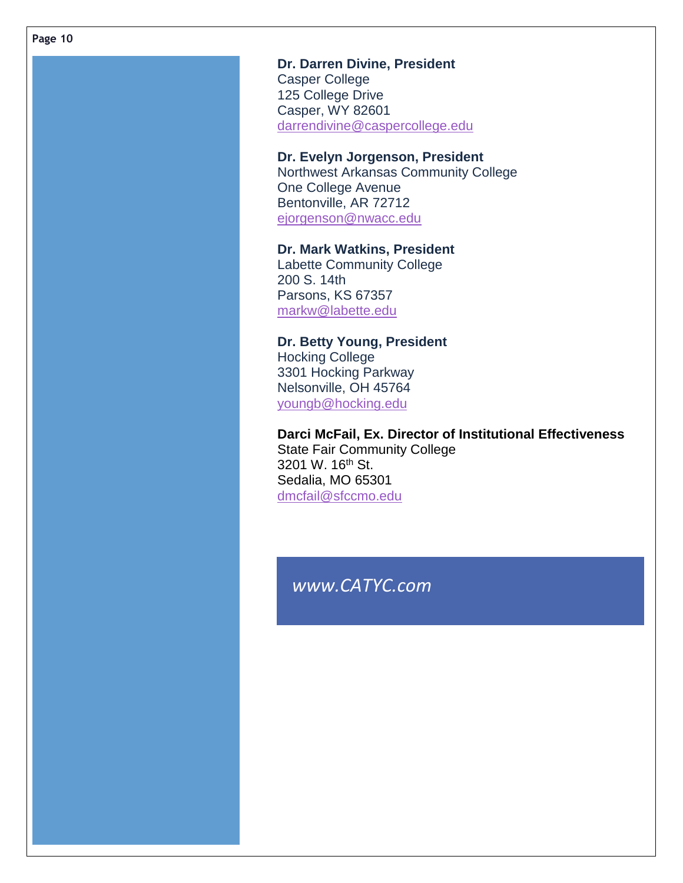**Dr. Darren Divine, President**
Casper College
125 College Drive
Casper, WY 82601
darrendivine@caspercollege.edu

**Dr. Evelyn Jorgenson, President**
Northwest Arkansas Community College
One College Avenue
Bentonville, AR 72712
ejorgenson@nwacc.edu

**Dr. Mark Watkins, President**
Labette Community College
200 S. 14th
Parsons, KS 67357
markw@labette.edu

**Dr. Betty Young, President**
Hocking College
3301 Hocking Parkway
Nelsonville, OH 45764
youngb@hocking.edu

**Darci McFail, Ex. Director of Institutional Effectiveness**
State Fair Community College
3201 W. 16th St.
Sedalia, MO 65301
dmcfail@sfccmo.edu

*www.CATYC.com*